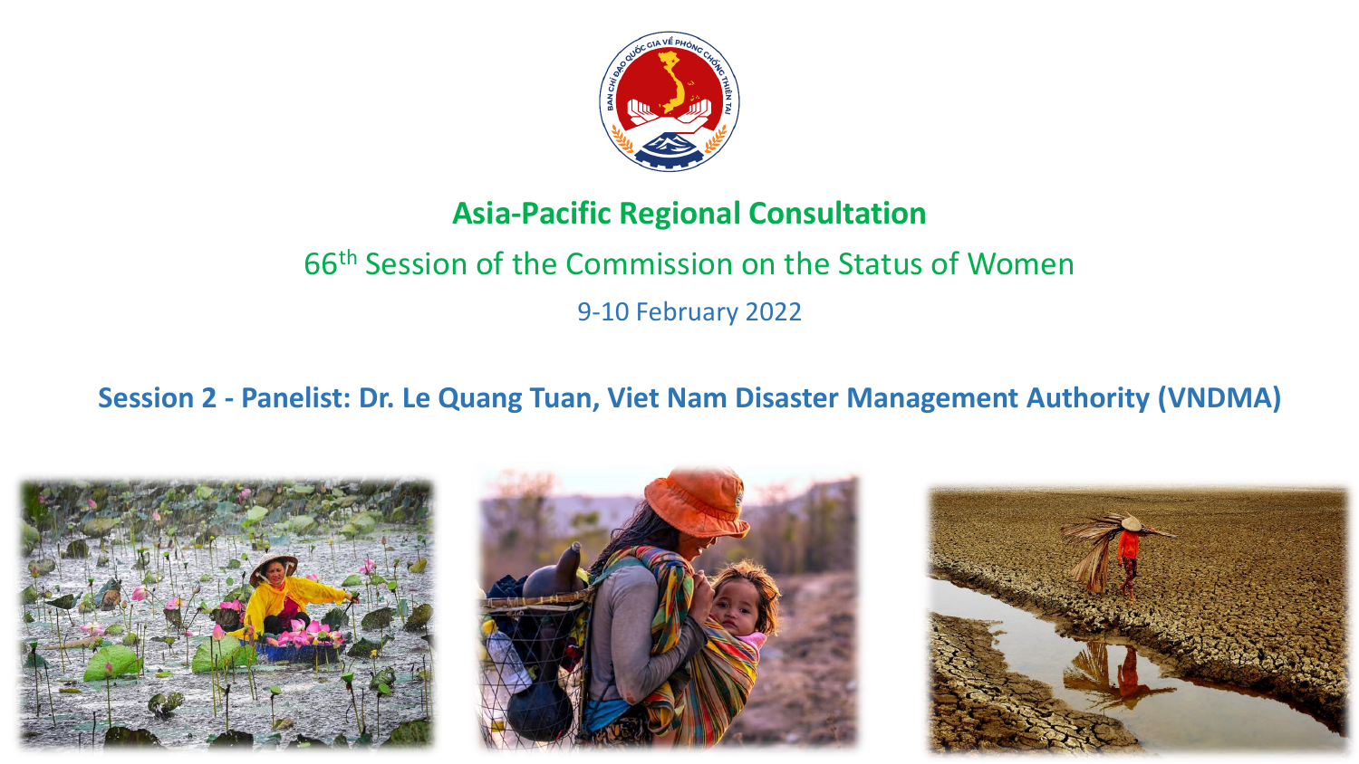# Asia-Pacific Regional Consultation

## 66th Session of the Commission on the Status of Women

9-10 February 2022

**Session 2 - Panelist: Dr. Le Quang Tuan, Viet Nam Disaster Management Authority (VNDMA)**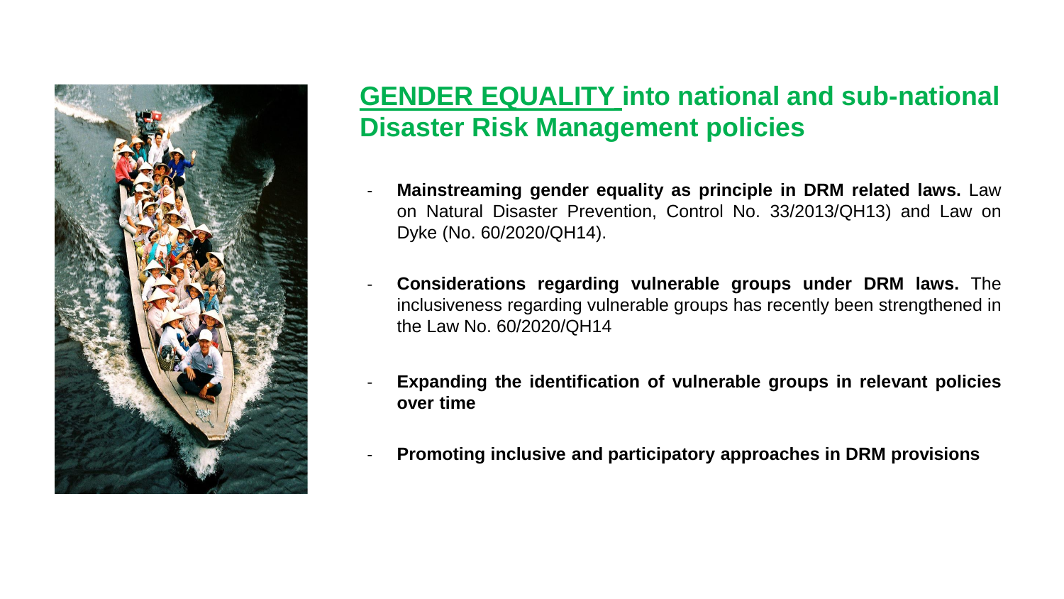## GENDER EQUALITY into national and sub-national Disaster Risk Management policies

- **Mainstreaming gender equality as principle in DRM related laws.** Law on Natural Disaster Prevention, Control No. 33/2013/QH13) and Law on Dyke (No. 60/2020/QH14).
- **Considerations regarding vulnerable groups under DRM laws.** The inclusiveness regarding vulnerable groups has recently been strengthened in the Law No. 60/2020/QH14
- **Expanding the identification of vulnerable groups in relevant policies over time**
- **Promoting inclusive and participatory approaches in DRM provisions**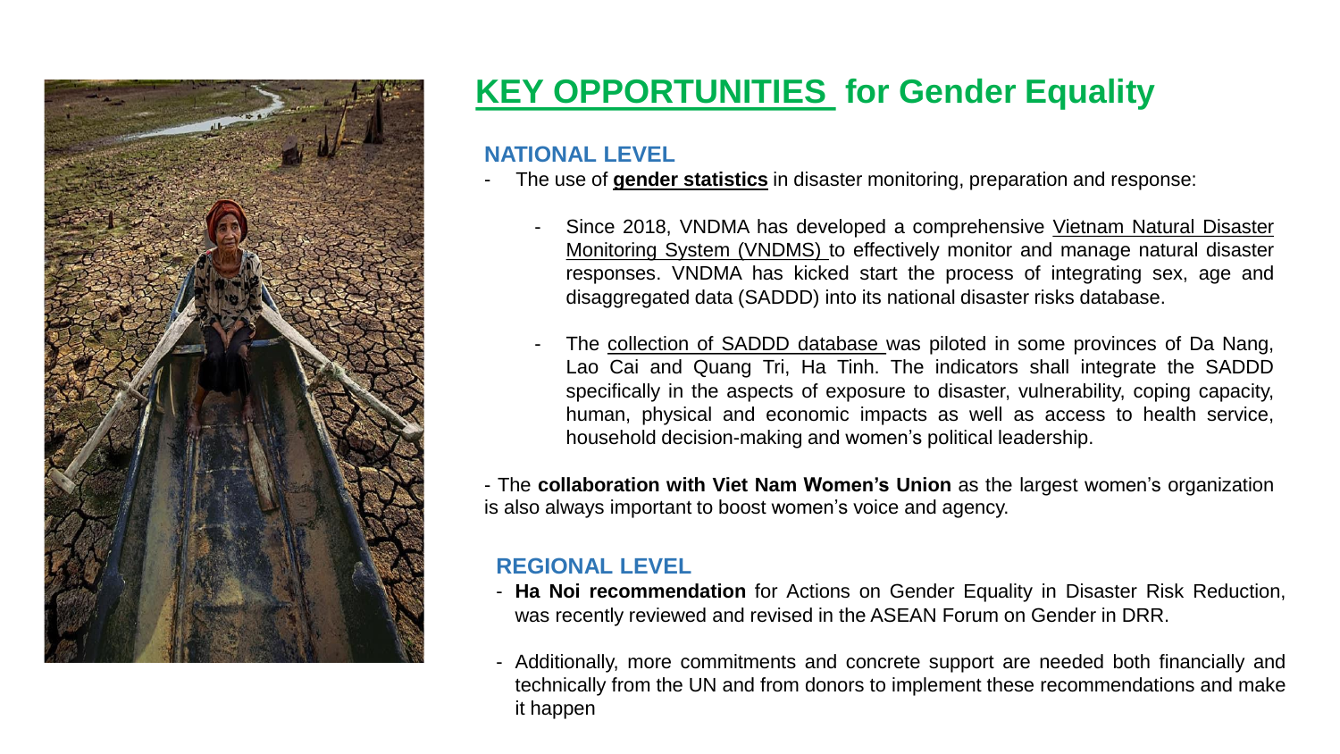# KEY OPPORTUNITIES for Gender Equality

## NATIONAL LEVEL

- The use of **gender statistics** in disaster monitoring, preparation and response:
  - Since 2018, VNDMA has developed a comprehensive Vietnam Natural Disaster Monitoring System (VNDMS) to effectively monitor and manage natural disaster responses. VNDMA has kicked start the process of integrating sex, age and disaggregated data (SADDD) into its national disaster risks database.
  - The collection of SADDD database was piloted in some provinces of Da Nang, Lao Cai and Quang Tri, Ha Tinh. The indicators shall integrate the SADDD specifically in the aspects of exposure to disaster, vulnerability, coping capacity, human, physical and economic impacts as well as access to health service, household decision-making and women's political leadership.

- The **collaboration with Viet Nam Women's Union** as the largest women's organization is also always important to boost women's voice and agency.

## REGIONAL LEVEL

- **Ha Noi recommendation** for Actions on Gender Equality in Disaster Risk Reduction, was recently reviewed and revised in the ASEAN Forum on Gender in DRR.
- Additionally, more commitments and concrete support are needed both financially and technically from the UN and from donors to implement these recommendations and make it happen